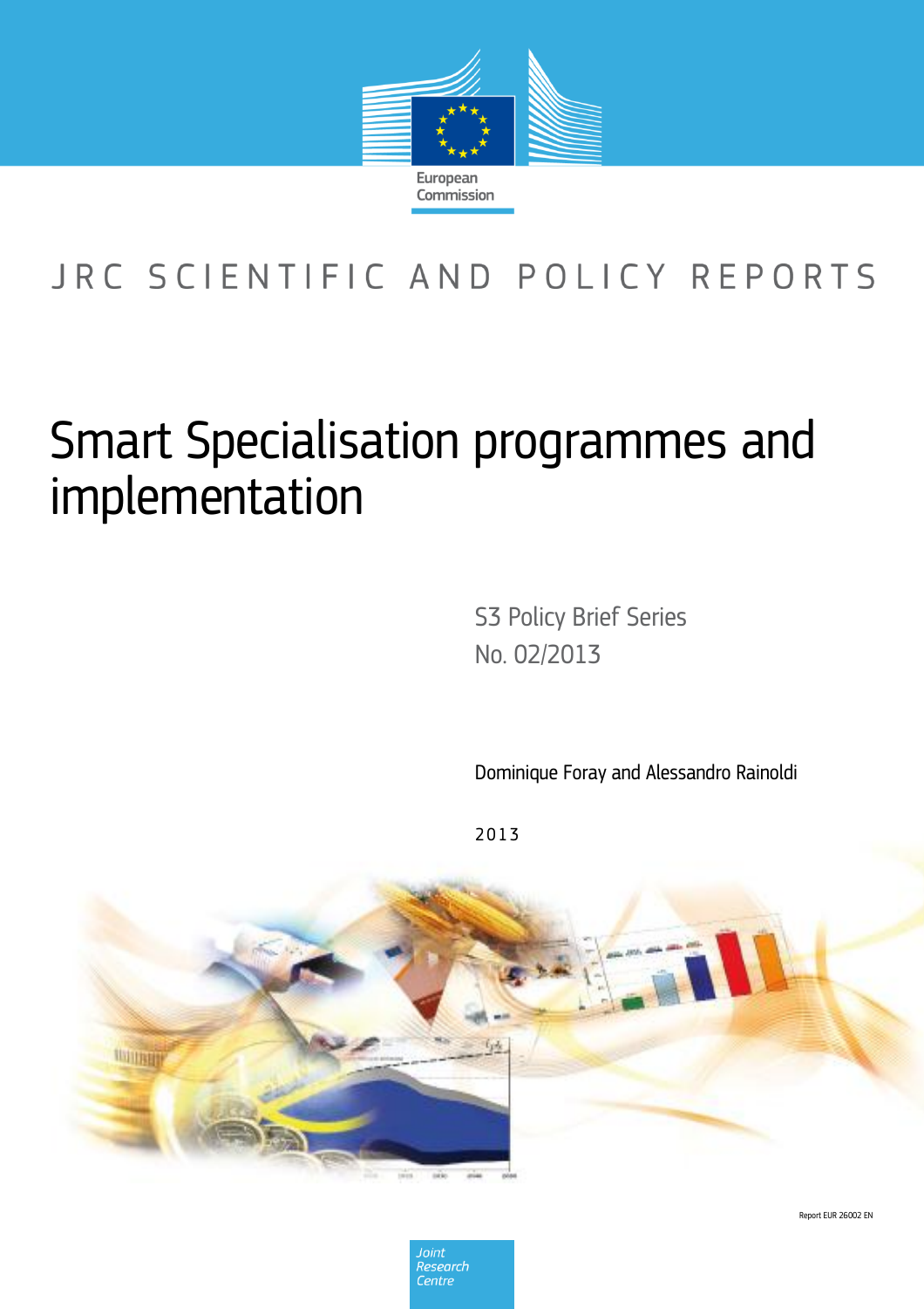European Commission

JRC SCIENTIFIC AND POLICY REPORTS

# Smart Specialisation programmes and implementation

S3 Policy Brief Series
No. 02/2013

Dominique Foray and Alessandro Rainoldi

2013

Report EUR 26002 EN

Joint Research Centre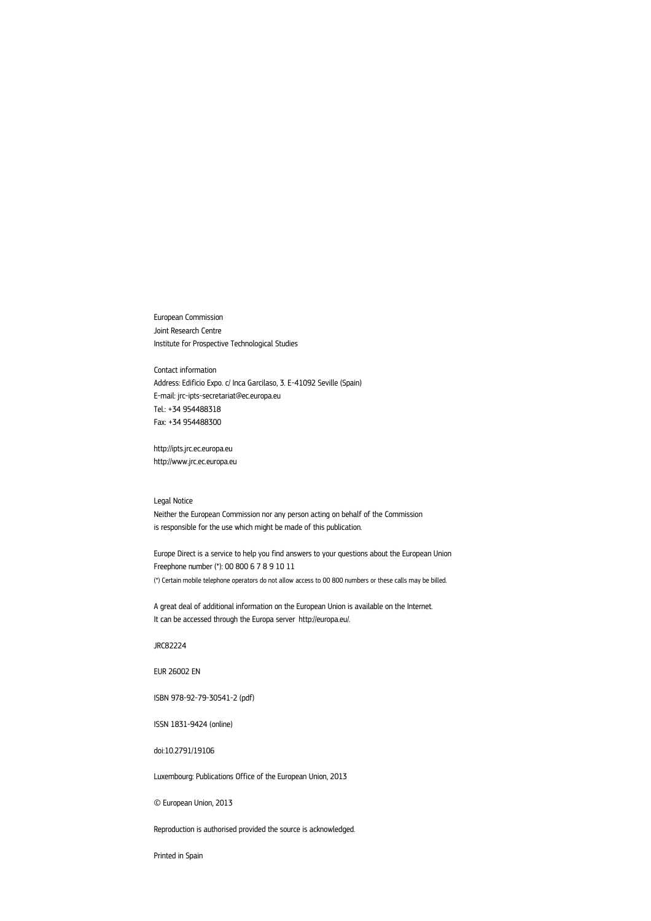European Commission
Joint Research Centre
Institute for Prospective Technological Studies

Contact information
Address: Edificio Expo. c/ Inca Garcilaso, 3. E-41092 Seville (Spain)
E-mail: jrc-ipts-secretariat@ec.europa.eu
Tel.: +34 954488318
Fax: +34 954488300

http://ipts.jrc.ec.europa.eu
http://www.jrc.ec.europa.eu

Legal Notice
Neither the European Commission nor any person acting on behalf of the Commission
is responsible for the use which might be made of this publication.

Europe Direct is a service to help you find answers to your questions about the European Union
Freephone number (*): 00 800 6 7 8 9 10 11
(*) Certain mobile telephone operators do not allow access to 00 800 numbers or these calls may be billed.

A great deal of additional information on the European Union is available on the Internet.
It can be accessed through the Europa server http://europa.eu/.

JRC82224

EUR 26002 EN

ISBN 978-92-79-30541-2 (pdf)

ISSN 1831-9424 (online)

doi:10.2791/19106

Luxembourg: Publications Office of the European Union, 2013

© European Union, 2013

Reproduction is authorised provided the source is acknowledged.

Printed in Spain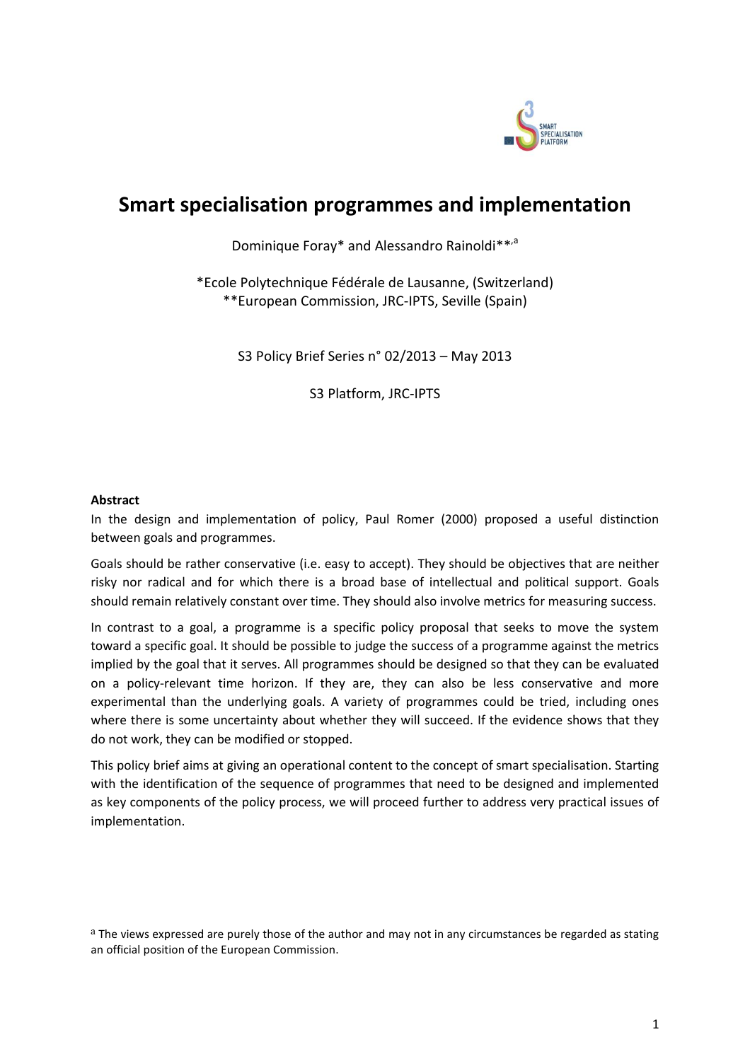# Smart specialisation programmes and implementation

Dominique Foray* and Alessandro Rainoldi**[,a]

*Ecole Polytechnique Fédérale de Lausanne, (Switzerland)
**European Commission, JRC-IPTS, Seville (Spain)

S3 Policy Brief Series n° 02/2013 – May 2013

S3 Platform, JRC-IPTS

**Abstract**

In the design and implementation of policy, Paul Romer (2000) proposed a useful distinction between goals and programmes.

Goals should be rather conservative (i.e. easy to accept). They should be objectives that are neither risky nor radical and for which there is a broad base of intellectual and political support. Goals should remain relatively constant over time. They should also involve metrics for measuring success.

In contrast to a goal, a programme is a specific policy proposal that seeks to move the system toward a specific goal. It should be possible to judge the success of a programme against the metrics implied by the goal that it serves. All programmes should be designed so that they can be evaluated on a policy-relevant time horizon. If they are, they can also be less conservative and more experimental than the underlying goals. A variety of programmes could be tried, including ones where there is some uncertainty about whether they will succeed. If the evidence shows that they do not work, they can be modified or stopped.

This policy brief aims at giving an operational content to the concept of smart specialisation. Starting with the identification of the sequence of programmes that need to be designed and implemented as key components of the policy process, we will proceed further to address very practical issues of implementation.

[a] The views expressed are purely those of the author and may not in any circumstances be regarded as stating an official position of the European Commission.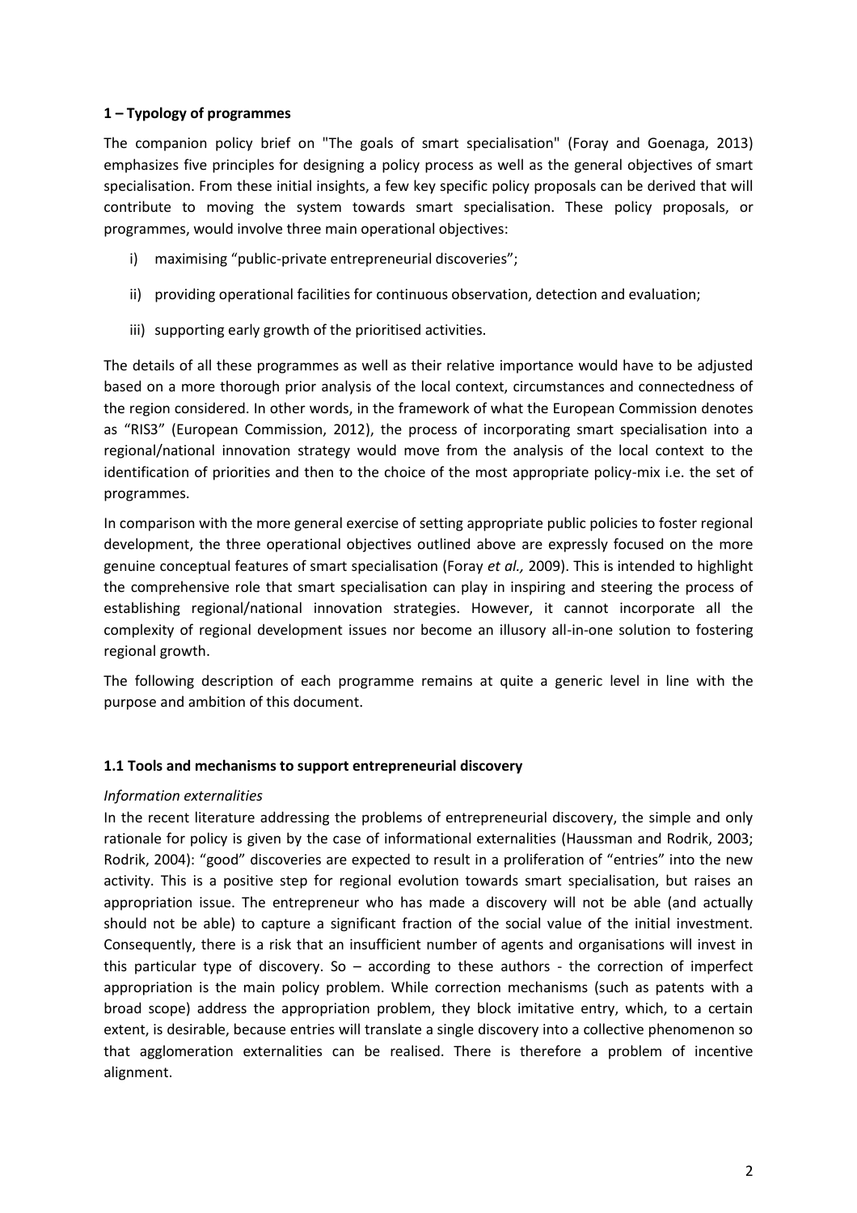### 1 – Typology of programmes

The companion policy brief on "The goals of smart specialisation" (Foray and Goenaga, 2013) emphasizes five principles for designing a policy process as well as the general objectives of smart specialisation. From these initial insights, a few key specific policy proposals can be derived that will contribute to moving the system towards smart specialisation. These policy proposals, or programmes, would involve three main operational objectives:

i) maximising "public-private entrepreneurial discoveries";

ii) providing operational facilities for continuous observation, detection and evaluation;

iii) supporting early growth of the prioritised activities.

The details of all these programmes as well as their relative importance would have to be adjusted based on a more thorough prior analysis of the local context, circumstances and connectedness of the region considered. In other words, in the framework of what the European Commission denotes as "RIS3" (European Commission, 2012), the process of incorporating smart specialisation into a regional/national innovation strategy would move from the analysis of the local context to the identification of priorities and then to the choice of the most appropriate policy-mix i.e. the set of programmes.

In comparison with the more general exercise of setting appropriate public policies to foster regional development, the three operational objectives outlined above are expressly focused on the more genuine conceptual features of smart specialisation (Foray *et al.,* 2009). This is intended to highlight the comprehensive role that smart specialisation can play in inspiring and steering the process of establishing regional/national innovation strategies. However, it cannot incorporate all the complexity of regional development issues nor become an illusory all-in-one solution to fostering regional growth.

The following description of each programme remains at quite a generic level in line with the purpose and ambition of this document.

#### 1.1 Tools and mechanisms to support entrepreneurial discovery

*Information externalities*

In the recent literature addressing the problems of entrepreneurial discovery, the simple and only rationale for policy is given by the case of informational externalities (Haussman and Rodrik, 2003; Rodrik, 2004): "good" discoveries are expected to result in a proliferation of "entries" into the new activity. This is a positive step for regional evolution towards smart specialisation, but raises an appropriation issue. The entrepreneur who has made a discovery will not be able (and actually should not be able) to capture a significant fraction of the social value of the initial investment. Consequently, there is a risk that an insufficient number of agents and organisations will invest in this particular type of discovery. So – according to these authors - the correction of imperfect appropriation is the main policy problem. While correction mechanisms (such as patents with a broad scope) address the appropriation problem, they block imitative entry, which, to a certain extent, is desirable, because entries will translate a single discovery into a collective phenomenon so that agglomeration externalities can be realised. There is therefore a problem of incentive alignment.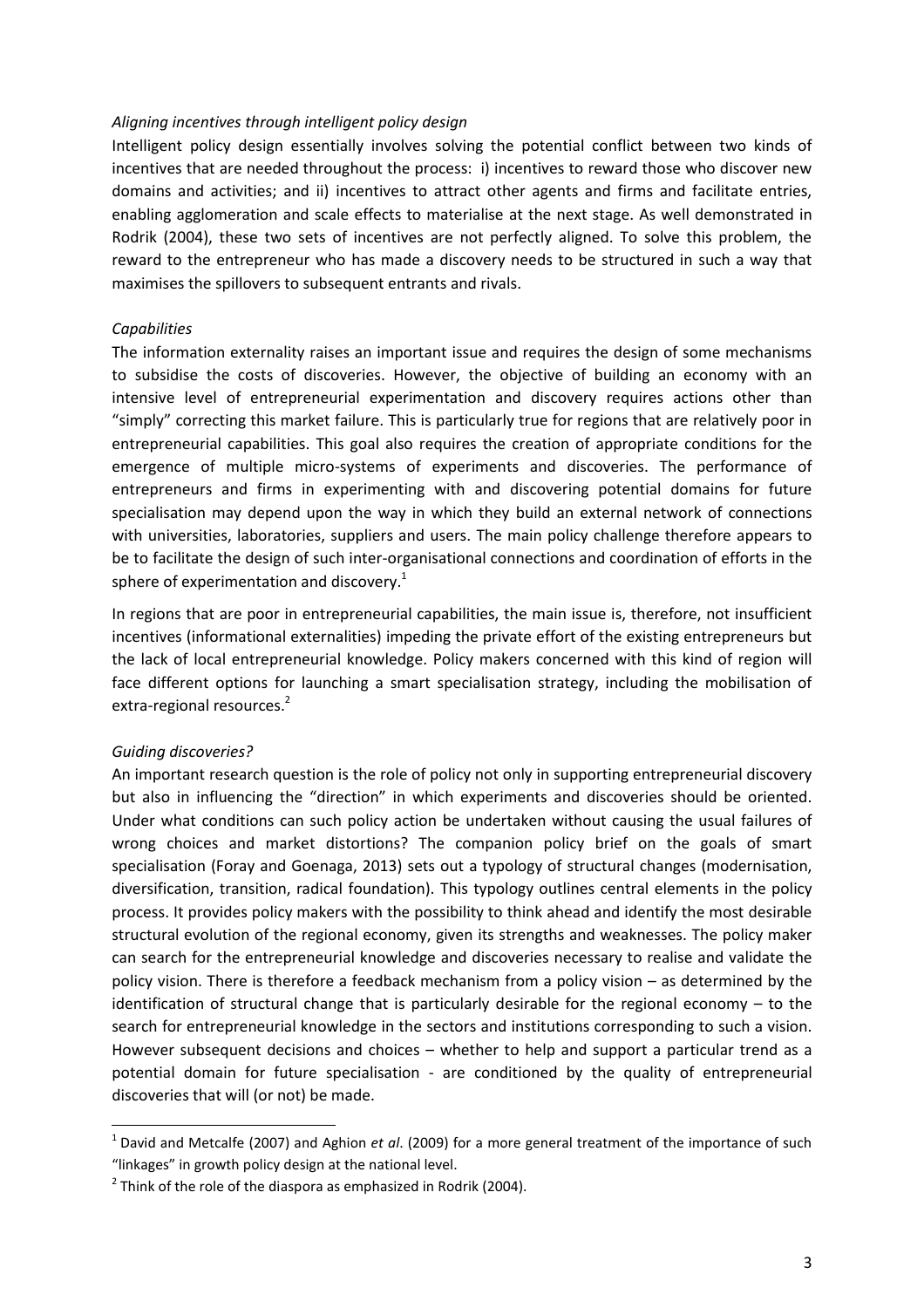*Aligning incentives through intelligent policy design*

Intelligent policy design essentially involves solving the potential conflict between two kinds of incentives that are needed throughout the process: i) incentives to reward those who discover new domains and activities; and ii) incentives to attract other agents and firms and facilitate entries, enabling agglomeration and scale effects to materialise at the next stage. As well demonstrated in Rodrik (2004), these two sets of incentives are not perfectly aligned. To solve this problem, the reward to the entrepreneur who has made a discovery needs to be structured in such a way that maximises the spillovers to subsequent entrants and rivals.

*Capabilities*

The information externality raises an important issue and requires the design of some mechanisms to subsidise the costs of discoveries. However, the objective of building an economy with an intensive level of entrepreneurial experimentation and discovery requires actions other than "simply" correcting this market failure. This is particularly true for regions that are relatively poor in entrepreneurial capabilities. This goal also requires the creation of appropriate conditions for the emergence of multiple micro-systems of experiments and discoveries. The performance of entrepreneurs and firms in experimenting with and discovering potential domains for future specialisation may depend upon the way in which they build an external network of connections with universities, laboratories, suppliers and users. The main policy challenge therefore appears to be to facilitate the design of such inter-organisational connections and coordination of efforts in the sphere of experimentation and discovery.[1]

In regions that are poor in entrepreneurial capabilities, the main issue is, therefore, not insufficient incentives (informational externalities) impeding the private effort of the existing entrepreneurs but the lack of local entrepreneurial knowledge. Policy makers concerned with this kind of region will face different options for launching a smart specialisation strategy, including the mobilisation of extra-regional resources.[2]

*Guiding discoveries?*

An important research question is the role of policy not only in supporting entrepreneurial discovery but also in influencing the "direction" in which experiments and discoveries should be oriented. Under what conditions can such policy action be undertaken without causing the usual failures of wrong choices and market distortions? The companion policy brief on the goals of smart specialisation (Foray and Goenaga, 2013) sets out a typology of structural changes (modernisation, diversification, transition, radical foundation). This typology outlines central elements in the policy process. It provides policy makers with the possibility to think ahead and identify the most desirable structural evolution of the regional economy, given its strengths and weaknesses. The policy maker can search for the entrepreneurial knowledge and discoveries necessary to realise and validate the policy vision. There is therefore a feedback mechanism from a policy vision – as determined by the identification of structural change that is particularly desirable for the regional economy – to the search for entrepreneurial knowledge in the sectors and institutions corresponding to such a vision. However subsequent decisions and choices – whether to help and support a particular trend as a potential domain for future specialisation - are conditioned by the quality of entrepreneurial discoveries that will (or not) be made.

---

[1] David and Metcalfe (2007) and Aghion *et al*. (2009) for a more general treatment of the importance of such "linkages" in growth policy design at the national level.

[2] Think of the role of the diaspora as emphasized in Rodrik (2004).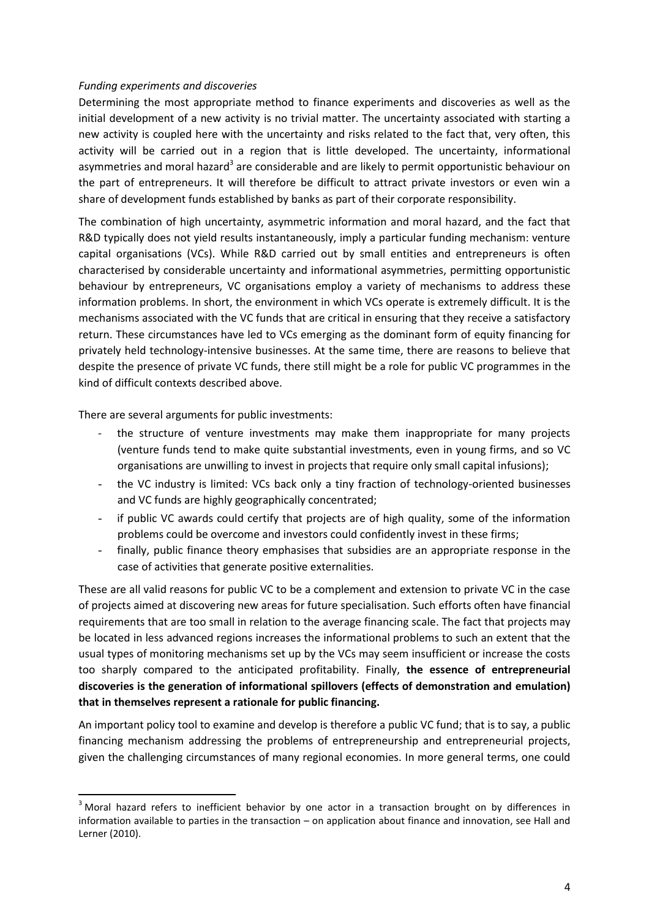*Funding experiments and discoveries*

Determining the most appropriate method to finance experiments and discoveries as well as the initial development of a new activity is no trivial matter. The uncertainty associated with starting a new activity is coupled here with the uncertainty and risks related to the fact that, very often, this activity will be carried out in a region that is little developed. The uncertainty, informational asymmetries and moral hazard[3] are considerable and are likely to permit opportunistic behaviour on the part of entrepreneurs. It will therefore be difficult to attract private investors or even win a share of development funds established by banks as part of their corporate responsibility.

The combination of high uncertainty, asymmetric information and moral hazard, and the fact that R&D typically does not yield results instantaneously, imply a particular funding mechanism: venture capital organisations (VCs). While R&D carried out by small entities and entrepreneurs is often characterised by considerable uncertainty and informational asymmetries, permitting opportunistic behaviour by entrepreneurs, VC organisations employ a variety of mechanisms to address these information problems. In short, the environment in which VCs operate is extremely difficult. It is the mechanisms associated with the VC funds that are critical in ensuring that they receive a satisfactory return. These circumstances have led to VCs emerging as the dominant form of equity financing for privately held technology-intensive businesses. At the same time, there are reasons to believe that despite the presence of private VC funds, there still might be a role for public VC programmes in the kind of difficult contexts described above.

There are several arguments for public investments:

- the structure of venture investments may make them inappropriate for many projects (venture funds tend to make quite substantial investments, even in young firms, and so VC organisations are unwilling to invest in projects that require only small capital infusions);
- the VC industry is limited: VCs back only a tiny fraction of technology-oriented businesses and VC funds are highly geographically concentrated;
- if public VC awards could certify that projects are of high quality, some of the information problems could be overcome and investors could confidently invest in these firms;
- finally, public finance theory emphasises that subsidies are an appropriate response in the case of activities that generate positive externalities.

These are all valid reasons for public VC to be a complement and extension to private VC in the case of projects aimed at discovering new areas for future specialisation. Such efforts often have financial requirements that are too small in relation to the average financing scale. The fact that projects may be located in less advanced regions increases the informational problems to such an extent that the usual types of monitoring mechanisms set up by the VCs may seem insufficient or increase the costs too sharply compared to the anticipated profitability. Finally, **the essence of entrepreneurial discoveries is the generation of informational spillovers (effects of demonstration and emulation) that in themselves represent a rationale for public financing.**

An important policy tool to examine and develop is therefore a public VC fund; that is to say, a public financing mechanism addressing the problems of entrepreneurship and entrepreneurial projects, given the challenging circumstances of many regional economies. In more general terms, one could

[3] Moral hazard refers to inefficient behavior by one actor in a transaction brought on by differences in information available to parties in the transaction – on application about finance and innovation, see Hall and Lerner (2010).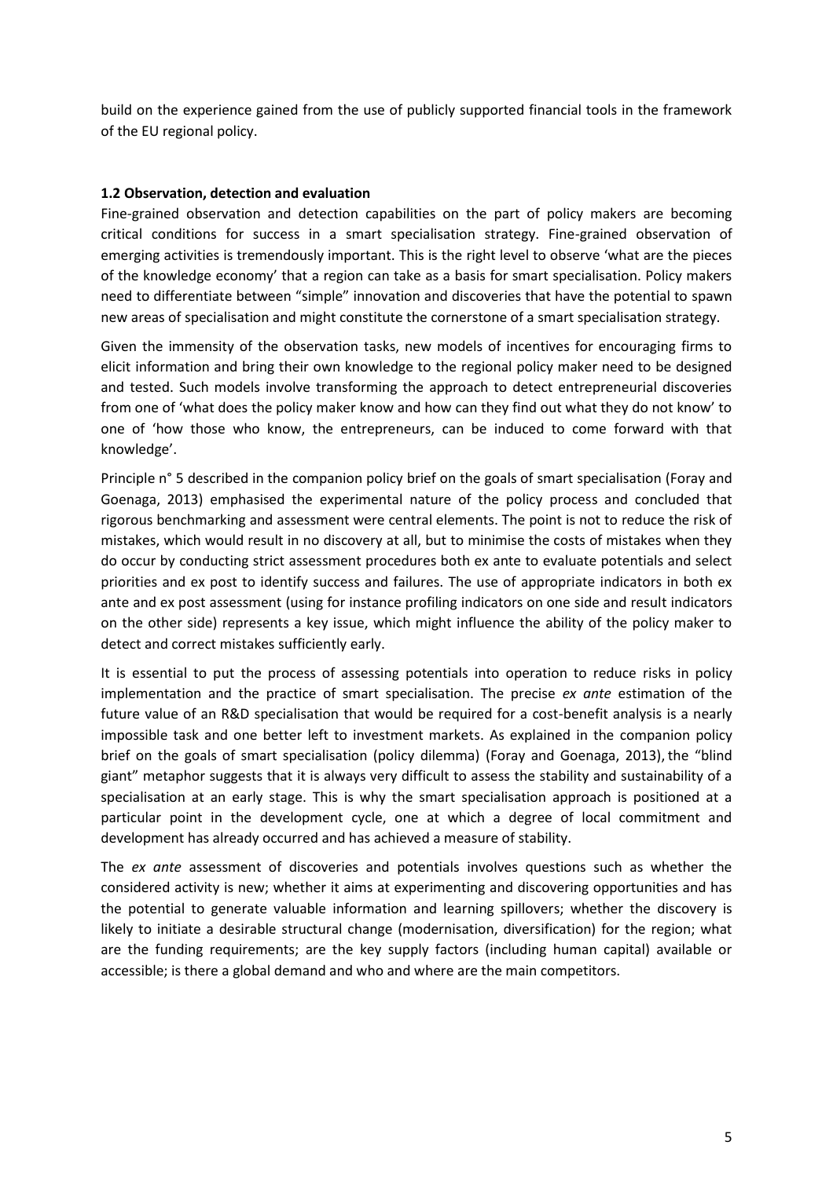build on the experience gained from the use of publicly supported financial tools in the framework of the EU regional policy.

### 1.2 Observation, detection and evaluation

Fine-grained observation and detection capabilities on the part of policy makers are becoming critical conditions for success in a smart specialisation strategy. Fine-grained observation of emerging activities is tremendously important. This is the right level to observe 'what are the pieces of the knowledge economy' that a region can take as a basis for smart specialisation. Policy makers need to differentiate between "simple" innovation and discoveries that have the potential to spawn new areas of specialisation and might constitute the cornerstone of a smart specialisation strategy.

Given the immensity of the observation tasks, new models of incentives for encouraging firms to elicit information and bring their own knowledge to the regional policy maker need to be designed and tested. Such models involve transforming the approach to detect entrepreneurial discoveries from one of 'what does the policy maker know and how can they find out what they do not know' to one of 'how those who know, the entrepreneurs, can be induced to come forward with that knowledge'.

Principle n° 5 described in the companion policy brief on the goals of smart specialisation (Foray and Goenaga, 2013) emphasised the experimental nature of the policy process and concluded that rigorous benchmarking and assessment were central elements. The point is not to reduce the risk of mistakes, which would result in no discovery at all, but to minimise the costs of mistakes when they do occur by conducting strict assessment procedures both ex ante to evaluate potentials and select priorities and ex post to identify success and failures. The use of appropriate indicators in both ex ante and ex post assessment (using for instance profiling indicators on one side and result indicators on the other side) represents a key issue, which might influence the ability of the policy maker to detect and correct mistakes sufficiently early.

It is essential to put the process of assessing potentials into operation to reduce risks in policy implementation and the practice of smart specialisation. The precise *ex ante* estimation of the future value of an R&D specialisation that would be required for a cost-benefit analysis is a nearly impossible task and one better left to investment markets. As explained in the companion policy brief on the goals of smart specialisation (policy dilemma) (Foray and Goenaga, 2013), the "blind giant" metaphor suggests that it is always very difficult to assess the stability and sustainability of a specialisation at an early stage. This is why the smart specialisation approach is positioned at a particular point in the development cycle, one at which a degree of local commitment and development has already occurred and has achieved a measure of stability.

The *ex ante* assessment of discoveries and potentials involves questions such as whether the considered activity is new; whether it aims at experimenting and discovering opportunities and has the potential to generate valuable information and learning spillovers; whether the discovery is likely to initiate a desirable structural change (modernisation, diversification) for the region; what are the funding requirements; are the key supply factors (including human capital) available or accessible; is there a global demand and who and where are the main competitors.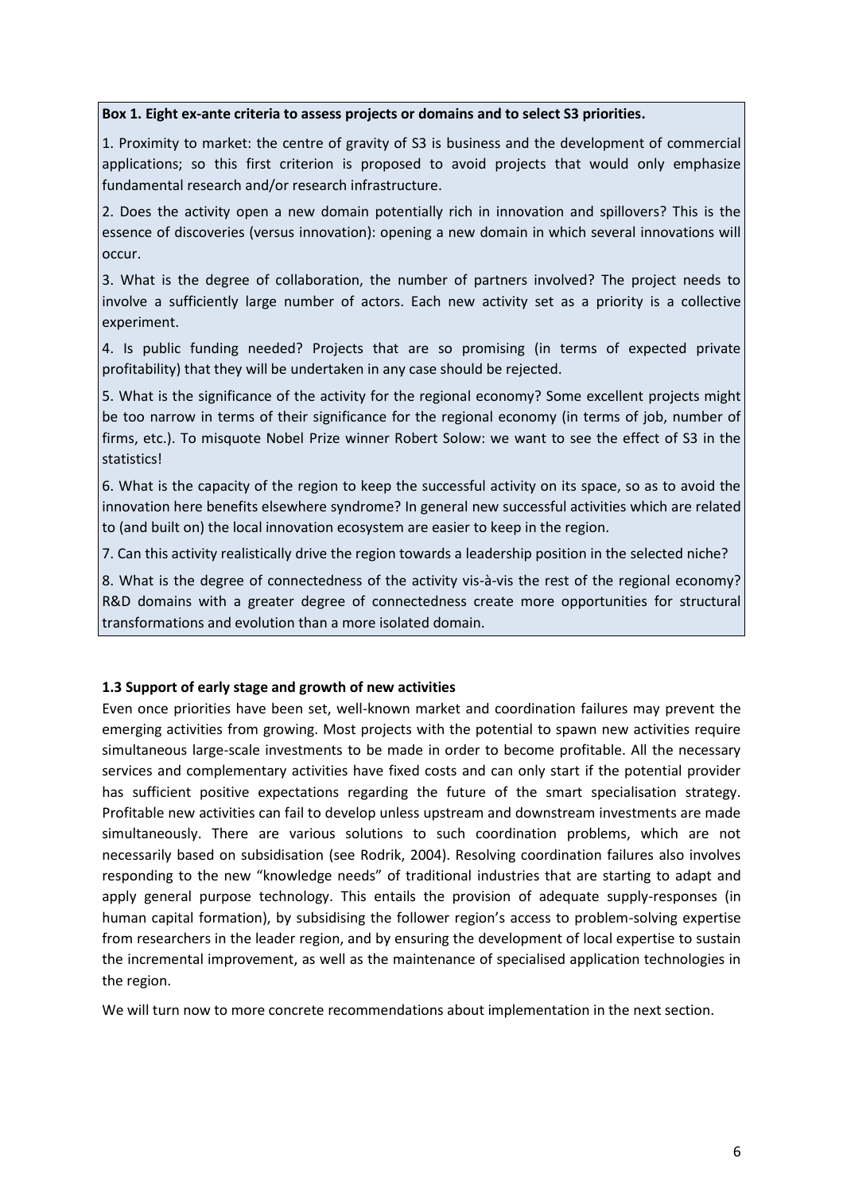**Box 1. Eight ex-ante criteria to assess projects or domains and to select S3 priorities.**

1. Proximity to market: the centre of gravity of S3 is business and the development of commercial applications; so this first criterion is proposed to avoid projects that would only emphasize fundamental research and/or research infrastructure.

2. Does the activity open a new domain potentially rich in innovation and spillovers? This is the essence of discoveries (versus innovation): opening a new domain in which several innovations will occur.

3. What is the degree of collaboration, the number of partners involved? The project needs to involve a sufficiently large number of actors. Each new activity set as a priority is a collective experiment.

4. Is public funding needed? Projects that are so promising (in terms of expected private profitability) that they will be undertaken in any case should be rejected.

5. What is the significance of the activity for the regional economy? Some excellent projects might be too narrow in terms of their significance for the regional economy (in terms of job, number of firms, etc.). To misquote Nobel Prize winner Robert Solow: we want to see the effect of S3 in the statistics!

6. What is the capacity of the region to keep the successful activity on its space, so as to avoid the innovation here benefits elsewhere syndrome? In general new successful activities which are related to (and built on) the local innovation ecosystem are easier to keep in the region.

7. Can this activity realistically drive the region towards a leadership position in the selected niche?

8. What is the degree of connectedness of the activity vis-à-vis the rest of the regional economy? R&D domains with a greater degree of connectedness create more opportunities for structural transformations and evolution than a more isolated domain.

### 1.3 Support of early stage and growth of new activities

Even once priorities have been set, well-known market and coordination failures may prevent the emerging activities from growing. Most projects with the potential to spawn new activities require simultaneous large-scale investments to be made in order to become profitable. All the necessary services and complementary activities have fixed costs and can only start if the potential provider has sufficient positive expectations regarding the future of the smart specialisation strategy. Profitable new activities can fail to develop unless upstream and downstream investments are made simultaneously. There are various solutions to such coordination problems, which are not necessarily based on subsidisation (see Rodrik, 2004). Resolving coordination failures also involves responding to the new "knowledge needs" of traditional industries that are starting to adapt and apply general purpose technology. This entails the provision of adequate supply-responses (in human capital formation), by subsidising the follower region's access to problem-solving expertise from researchers in the leader region, and by ensuring the development of local expertise to sustain the incremental improvement, as well as the maintenance of specialised application technologies in the region.

We will turn now to more concrete recommendations about implementation in the next section.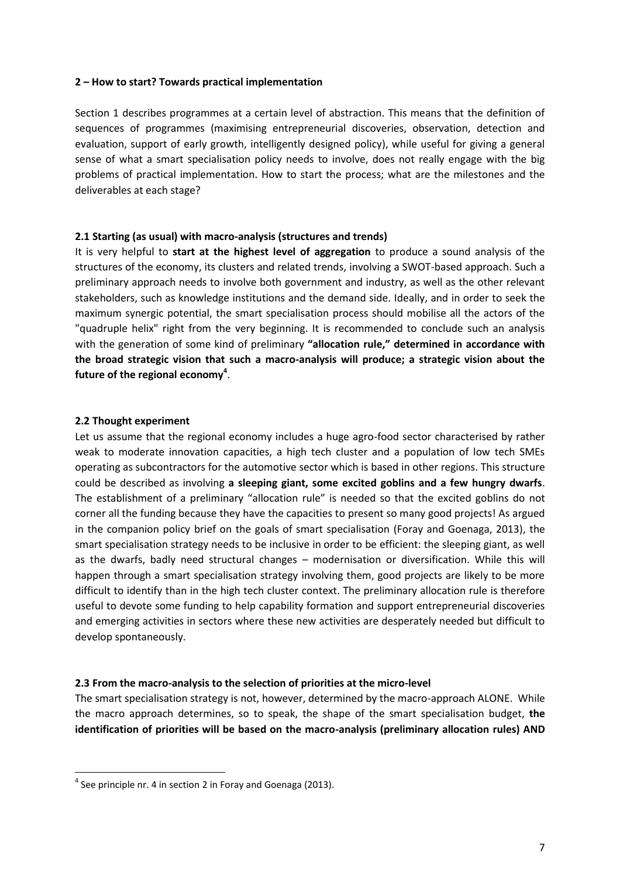## 2 – How to start? Towards practical implementation

Section 1 describes programmes at a certain level of abstraction. This means that the definition of sequences of programmes (maximising entrepreneurial discoveries, observation, detection and evaluation, support of early growth, intelligently designed policy), while useful for giving a general sense of what a smart specialisation policy needs to involve, does not really engage with the big problems of practical implementation. How to start the process; what are the milestones and the deliverables at each stage?

### 2.1 Starting (as usual) with macro-analysis (structures and trends)

It is very helpful to **start at the highest level of aggregation** to produce a sound analysis of the structures of the economy, its clusters and related trends, involving a SWOT-based approach. Such a preliminary approach needs to involve both government and industry, as well as the other relevant stakeholders, such as knowledge institutions and the demand side. Ideally, and in order to seek the maximum synergic potential, the smart specialisation process should mobilise all the actors of the "quadruple helix" right from the very beginning. It is recommended to conclude such an analysis with the generation of some kind of preliminary **"allocation rule," determined in accordance with the broad strategic vision that such a macro-analysis will produce; a strategic vision about the future of the regional economy**[4].

### 2.2 Thought experiment

Let us assume that the regional economy includes a huge agro-food sector characterised by rather weak to moderate innovation capacities, a high tech cluster and a population of low tech SMEs operating as subcontractors for the automotive sector which is based in other regions. This structure could be described as involving **a sleeping giant, some excited goblins and a few hungry dwarfs**. The establishment of a preliminary "allocation rule" is needed so that the excited goblins do not corner all the funding because they have the capacities to present so many good projects! As argued in the companion policy brief on the goals of smart specialisation (Foray and Goenaga, 2013), the smart specialisation strategy needs to be inclusive in order to be efficient: the sleeping giant, as well as the dwarfs, badly need structural changes – modernisation or diversification. While this will happen through a smart specialisation strategy involving them, good projects are likely to be more difficult to identify than in the high tech cluster context. The preliminary allocation rule is therefore useful to devote some funding to help capability formation and support entrepreneurial discoveries and emerging activities in sectors where these new activities are desperately needed but difficult to develop spontaneously.

### 2.3 From the macro-analysis to the selection of priorities at the micro-level

The smart specialisation strategy is not, however, determined by the macro-approach ALONE. While the macro approach determines, so to speak, the shape of the smart specialisation budget, **the identification of priorities will be based on the macro-analysis (preliminary allocation rules) AND**

[4] See principle nr. 4 in section 2 in Foray and Goenaga (2013).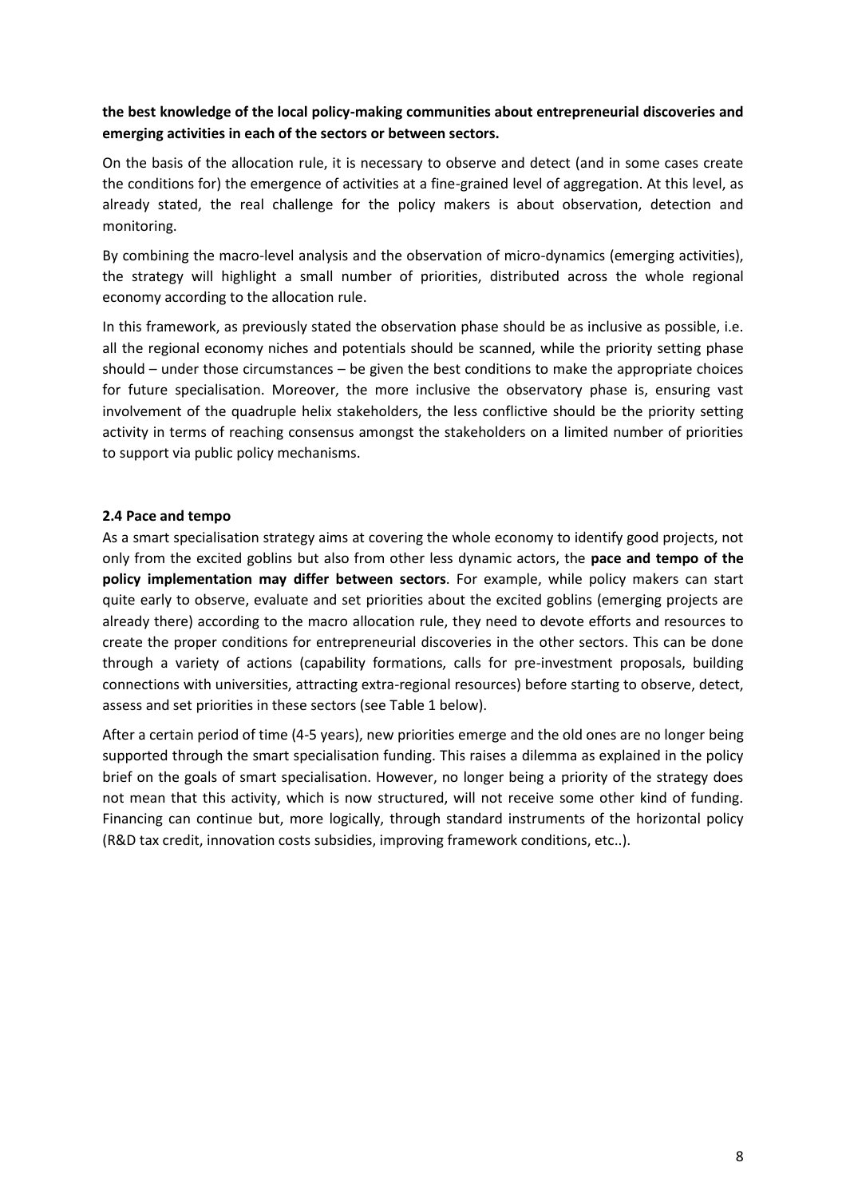**the best knowledge of the local policy-making communities about entrepreneurial discoveries and emerging activities in each of the sectors or between sectors.**

On the basis of the allocation rule, it is necessary to observe and detect (and in some cases create the conditions for) the emergence of activities at a fine-grained level of aggregation. At this level, as already stated, the real challenge for the policy makers is about observation, detection and monitoring.

By combining the macro-level analysis and the observation of micro-dynamics (emerging activities), the strategy will highlight a small number of priorities, distributed across the whole regional economy according to the allocation rule.

In this framework, as previously stated the observation phase should be as inclusive as possible, i.e. all the regional economy niches and potentials should be scanned, while the priority setting phase should – under those circumstances – be given the best conditions to make the appropriate choices for future specialisation. Moreover, the more inclusive the observatory phase is, ensuring vast involvement of the quadruple helix stakeholders, the less conflictive should be the priority setting activity in terms of reaching consensus amongst the stakeholders on a limited number of priorities to support via public policy mechanisms.

### 2.4 Pace and tempo

As a smart specialisation strategy aims at covering the whole economy to identify good projects, not only from the excited goblins but also from other less dynamic actors, the **pace and tempo of the policy implementation may differ between sectors**. For example, while policy makers can start quite early to observe, evaluate and set priorities about the excited goblins (emerging projects are already there) according to the macro allocation rule, they need to devote efforts and resources to create the proper conditions for entrepreneurial discoveries in the other sectors. This can be done through a variety of actions (capability formations, calls for pre-investment proposals, building connections with universities, attracting extra-regional resources) before starting to observe, detect, assess and set priorities in these sectors (see Table 1 below).

After a certain period of time (4-5 years), new priorities emerge and the old ones are no longer being supported through the smart specialisation funding. This raises a dilemma as explained in the policy brief on the goals of smart specialisation. However, no longer being a priority of the strategy does not mean that this activity, which is now structured, will not receive some other kind of funding. Financing can continue but, more logically, through standard instruments of the horizontal policy (R&D tax credit, innovation costs subsidies, improving framework conditions, etc..).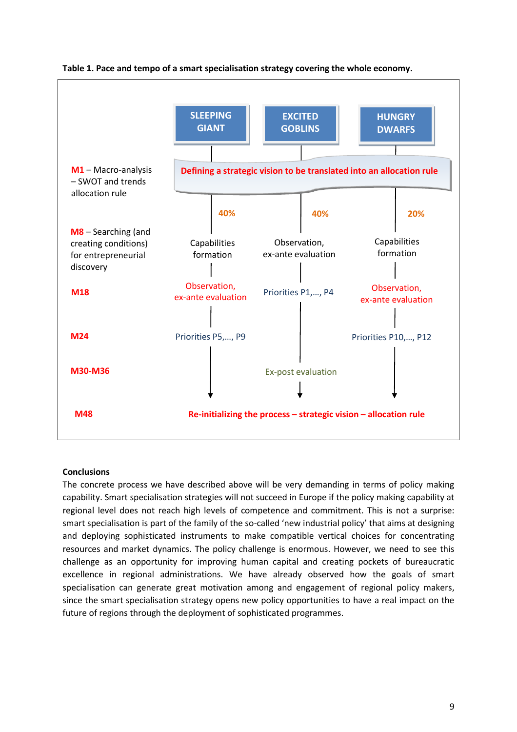**Table 1. Pace and tempo of a smart specialisation strategy covering the whole economy.**

| | SLEEPING GIANT | EXCITED GOBLINS | HUNGRY DWARFS |
|---|---|---|---|
| M1 – Macro-analysis – SWOT and trends allocation rule | Defining a strategic vision to be translated into an allocation rule | | |
| | 40% | 40% | 20% |
| M8 – Searching (and creating conditions) for entrepreneurial discovery | Capabilities formation | Observation, ex-ante evaluation | Capabilities formation |
| M18 | Observation, ex-ante evaluation | Priorities P1,…, P4 | Observation, ex-ante evaluation |
| M24 | Priorities P5,…, P9 | | Priorities P10,…, P12 |
| M30-M36 | | Ex-post evaluation | |
| M48 | Re-initializing the process – strategic vision – allocation rule | | |

## Conclusions

The concrete process we have described above will be very demanding in terms of policy making capability. Smart specialisation strategies will not succeed in Europe if the policy making capability at regional level does not reach high levels of competence and commitment. This is not a surprise: smart specialisation is part of the family of the so-called 'new industrial policy' that aims at designing and deploying sophisticated instruments to make compatible vertical choices for concentrating resources and market dynamics. The policy challenge is enormous. However, we need to see this challenge as an opportunity for improving human capital and creating pockets of bureaucratic excellence in regional administrations. We have already observed how the goals of smart specialisation can generate great motivation among and engagement of regional policy makers, since the smart specialisation strategy opens new policy opportunities to have a real impact on the future of regions through the deployment of sophisticated programmes.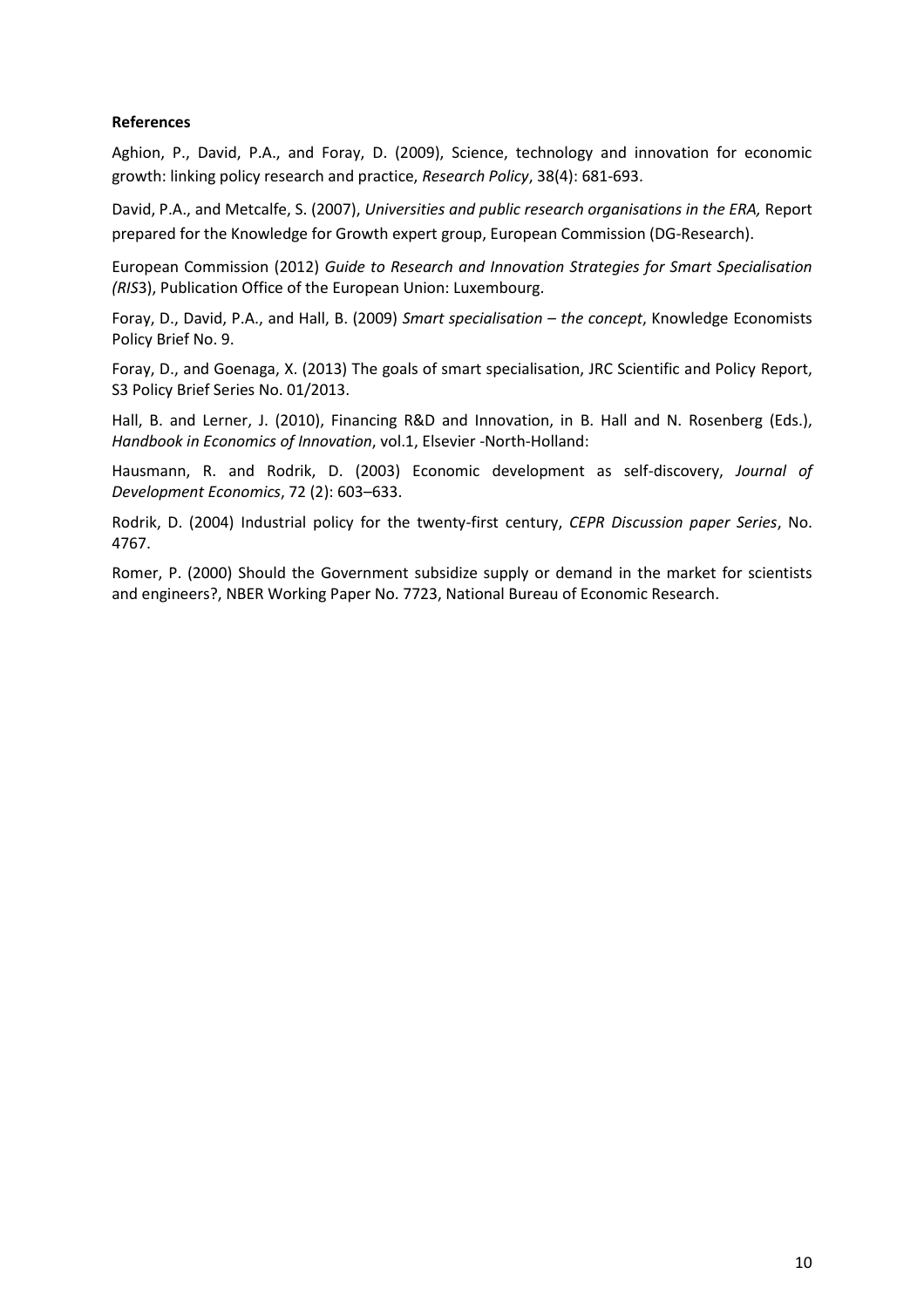**References**

Aghion, P., David, P.A., and Foray, D. (2009), Science, technology and innovation for economic growth: linking policy research and practice, *Research Policy*, 38(4): 681-693.

David, P.A., and Metcalfe, S. (2007), *Universities and public research organisations in the ERA,* Report prepared for the Knowledge for Growth expert group, European Commission (DG-Research).

European Commission (2012) *Guide to Research and Innovation Strategies for Smart Specialisation (RIS*3), Publication Office of the European Union: Luxembourg.

Foray, D., David, P.A., and Hall, B. (2009) *Smart specialisation – the concept*, Knowledge Economists Policy Brief No. 9.

Foray, D., and Goenaga, X. (2013) The goals of smart specialisation, JRC Scientific and Policy Report, S3 Policy Brief Series No. 01/2013.

Hall, B. and Lerner, J. (2010), Financing R&D and Innovation, in B. Hall and N. Rosenberg (Eds.), *Handbook in Economics of Innovation*, vol.1, Elsevier -North-Holland:

Hausmann, R. and Rodrik, D. (2003) Economic development as self-discovery, *Journal of Development Economics*, 72 (2): 603–633.

Rodrik, D. (2004) Industrial policy for the twenty-first century, *CEPR Discussion paper Series*, No. 4767.

Romer, P. (2000) Should the Government subsidize supply or demand in the market for scientists and engineers?, NBER Working Paper No. 7723, National Bureau of Economic Research.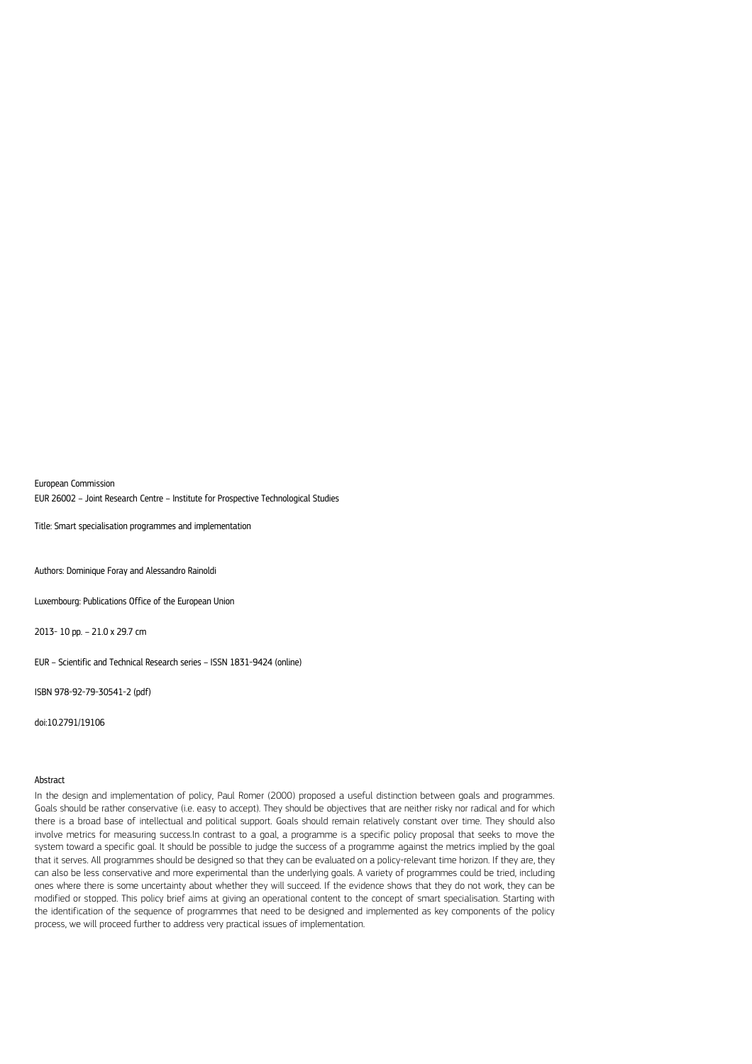European Commission

EUR 26002 – Joint Research Centre – Institute for Prospective Technological Studies

Title: Smart specialisation programmes and implementation

Authors: Dominique Foray and Alessandro Rainoldi

Luxembourg: Publications Office of the European Union

2013- 10 pp. – 21.0 x 29.7 cm

EUR – Scientific and Technical Research series – ISSN 1831-9424 (online)

ISBN 978-92-79-30541-2 (pdf)

doi:10.2791/19106

Abstract

In the design and implementation of policy, Paul Romer (2000) proposed a useful distinction between goals and programmes. Goals should be rather conservative (i.e. easy to accept). They should be objectives that are neither risky nor radical and for which there is a broad base of intellectual and political support. Goals should remain relatively constant over time. They should also involve metrics for measuring success.In contrast to a goal, a programme is a specific policy proposal that seeks to move the system toward a specific goal. It should be possible to judge the success of a programme against the metrics implied by the goal that it serves. All programmes should be designed so that they can be evaluated on a policy-relevant time horizon. If they are, they can also be less conservative and more experimental than the underlying goals. A variety of programmes could be tried, including ones where there is some uncertainty about whether they will succeed. If the evidence shows that they do not work, they can be modified or stopped. This policy brief aims at giving an operational content to the concept of smart specialisation. Starting with the identification of the sequence of programmes that need to be designed and implemented as key components of the policy process, we will proceed further to address very practical issues of implementation.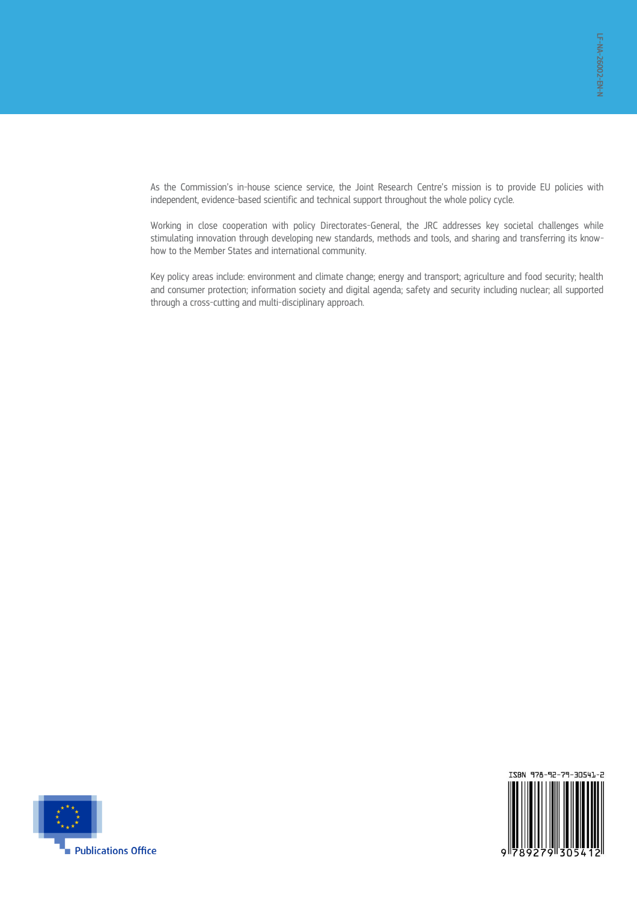LF-NA-26002-EN-N

As the Commission's in-house science service, the Joint Research Centre's mission is to provide EU policies with independent, evidence-based scientific and technical support throughout the whole policy cycle.

Working in close cooperation with policy Directorates-General, the JRC addresses key societal challenges while stimulating innovation through developing new standards, methods and tools, and sharing and transferring its know-how to the Member States and international community.

Key policy areas include: environment and climate change; energy and transport; agriculture and food security; health and consumer protection; information society and digital agenda; safety and security including nuclear; all supported through a cross-cutting and multi-disciplinary approach.

Publications Office

ISBN 978-92-79-30541-2